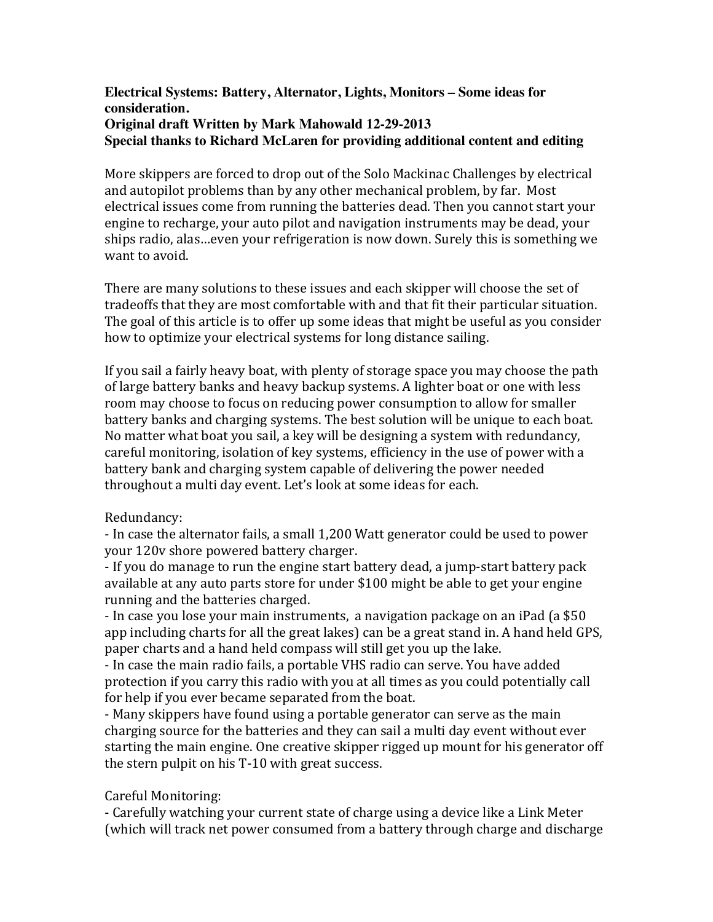**Electrical Systems: Battery, Alternator, Lights, Monitors – Some ideas for consideration.**
**Original draft Written by Mark Mahowald 12-29-2013**
**Special thanks to Richard McLaren for providing additional content and editing**

More skippers are forced to drop out of the Solo Mackinac Challenges by electrical and autopilot problems than by any other mechanical problem, by far. Most electrical issues come from running the batteries dead. Then you cannot start your engine to recharge, your auto pilot and navigation instruments may be dead, your ships radio, alas…even your refrigeration is now down. Surely this is something we want to avoid.

There are many solutions to these issues and each skipper will choose the set of tradeoffs that they are most comfortable with and that fit their particular situation. The goal of this article is to offer up some ideas that might be useful as you consider how to optimize your electrical systems for long distance sailing.

If you sail a fairly heavy boat, with plenty of storage space you may choose the path of large battery banks and heavy backup systems. A lighter boat or one with less room may choose to focus on reducing power consumption to allow for smaller battery banks and charging systems. The best solution will be unique to each boat. No matter what boat you sail, a key will be designing a system with redundancy, careful monitoring, isolation of key systems, efficiency in the use of power with a battery bank and charging system capable of delivering the power needed throughout a multi day event. Let's look at some ideas for each.

Redundancy:

- In case the alternator fails, a small 1,200 Watt generator could be used to power your 120v shore powered battery charger.
- If you do manage to run the engine start battery dead, a jump-start battery pack available at any auto parts store for under $100 might be able to get your engine running and the batteries charged.
- In case you lose your main instruments, a navigation package on an iPad (a $50 app including charts for all the great lakes) can be a great stand in. A hand held GPS, paper charts and a hand held compass will still get you up the lake.
- In case the main radio fails, a portable VHS radio can serve. You have added protection if you carry this radio with you at all times as you could potentially call for help if you ever became separated from the boat.
- Many skippers have found using a portable generator can serve as the main charging source for the batteries and they can sail a multi day event without ever starting the main engine. One creative skipper rigged up mount for his generator off the stern pulpit on his T-10 with great success.

Careful Monitoring:

- Carefully watching your current state of charge using a device like a Link Meter (which will track net power consumed from a battery through charge and discharge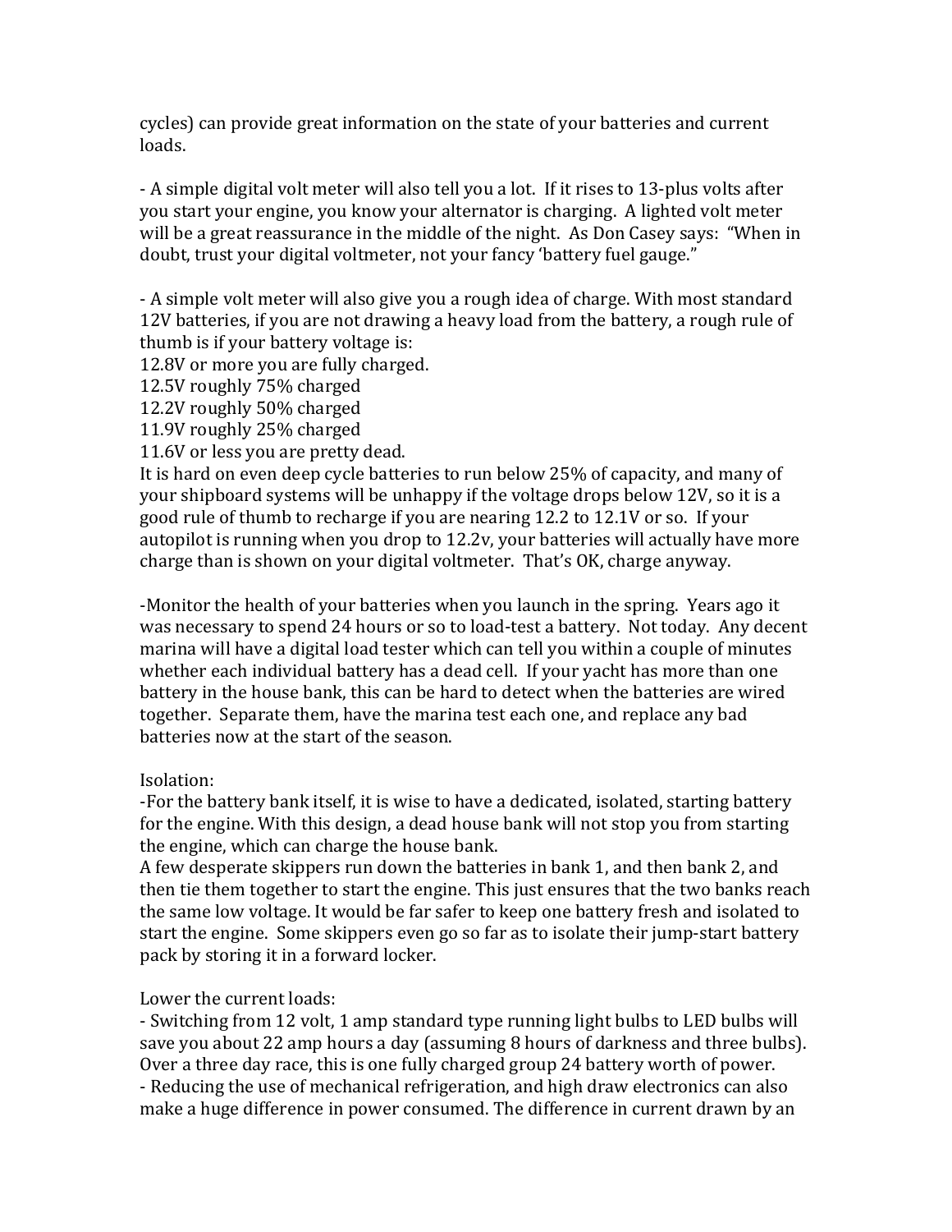cycles) can provide great information on the state of your batteries and current loads.

- A simple digital volt meter will also tell you a lot. If it rises to 13-plus volts after you start your engine, you know your alternator is charging. A lighted volt meter will be a great reassurance in the middle of the night. As Don Casey says: "When in doubt, trust your digital voltmeter, not your fancy 'battery fuel gauge."

- A simple volt meter will also give you a rough idea of charge. With most standard 12V batteries, if you are not drawing a heavy load from the battery, a rough rule of thumb is if your battery voltage is:

12.8V or more you are fully charged.
12.5V roughly 75% charged
12.2V roughly 50% charged
11.9V roughly 25% charged
11.6V or less you are pretty dead.

It is hard on even deep cycle batteries to run below 25% of capacity, and many of your shipboard systems will be unhappy if the voltage drops below 12V, so it is a good rule of thumb to recharge if you are nearing 12.2 to 12.1V or so. If your autopilot is running when you drop to 12.2v, your batteries will actually have more charge than is shown on your digital voltmeter. That's OK, charge anyway.

-Monitor the health of your batteries when you launch in the spring. Years ago it was necessary to spend 24 hours or so to load-test a battery. Not today. Any decent marina will have a digital load tester which can tell you within a couple of minutes whether each individual battery has a dead cell. If your yacht has more than one battery in the house bank, this can be hard to detect when the batteries are wired together. Separate them, have the marina test each one, and replace any bad batteries now at the start of the season.

Isolation:

-For the battery bank itself, it is wise to have a dedicated, isolated, starting battery for the engine. With this design, a dead house bank will not stop you from starting the engine, which can charge the house bank.

A few desperate skippers run down the batteries in bank 1, and then bank 2, and then tie them together to start the engine. This just ensures that the two banks reach the same low voltage. It would be far safer to keep one battery fresh and isolated to start the engine. Some skippers even go so far as to isolate their jump-start battery pack by storing it in a forward locker.

Lower the current loads:

- Switching from 12 volt, 1 amp standard type running light bulbs to LED bulbs will save you about 22 amp hours a day (assuming 8 hours of darkness and three bulbs). Over a three day race, this is one fully charged group 24 battery worth of power.
- Reducing the use of mechanical refrigeration, and high draw electronics can also make a huge difference in power consumed. The difference in current drawn by an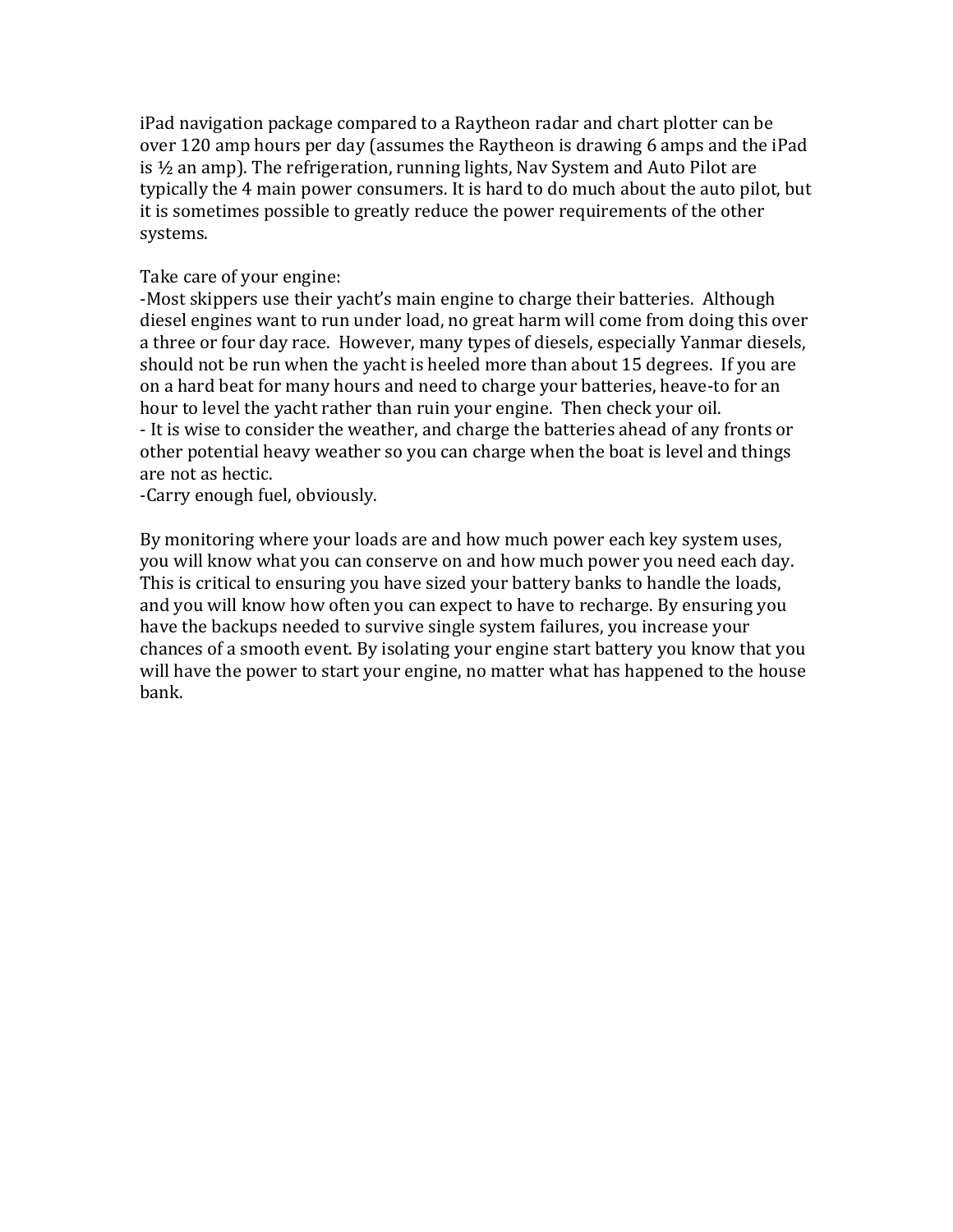iPad navigation package compared to a Raytheon radar and chart plotter can be over 120 amp hours per day (assumes the Raytheon is drawing 6 amps and the iPad is ½ an amp). The refrigeration, running lights, Nav System and Auto Pilot are typically the 4 main power consumers. It is hard to do much about the auto pilot, but it is sometimes possible to greatly reduce the power requirements of the other systems.

Take care of your engine:

- Most skippers use their yacht's main engine to charge their batteries. Although diesel engines want to run under load, no great harm will come from doing this over a three or four day race. However, many types of diesels, especially Yanmar diesels, should not be run when the yacht is heeled more than about 15 degrees. If you are on a hard beat for many hours and need to charge your batteries, heave-to for an hour to level the yacht rather than ruin your engine. Then check your oil.
- It is wise to consider the weather, and charge the batteries ahead of any fronts or other potential heavy weather so you can charge when the boat is level and things are not as hectic.
- Carry enough fuel, obviously.

By monitoring where your loads are and how much power each key system uses, you will know what you can conserve on and how much power you need each day. This is critical to ensuring you have sized your battery banks to handle the loads, and you will know how often you can expect to have to recharge. By ensuring you have the backups needed to survive single system failures, you increase your chances of a smooth event. By isolating your engine start battery you know that you will have the power to start your engine, no matter what has happened to the house bank.